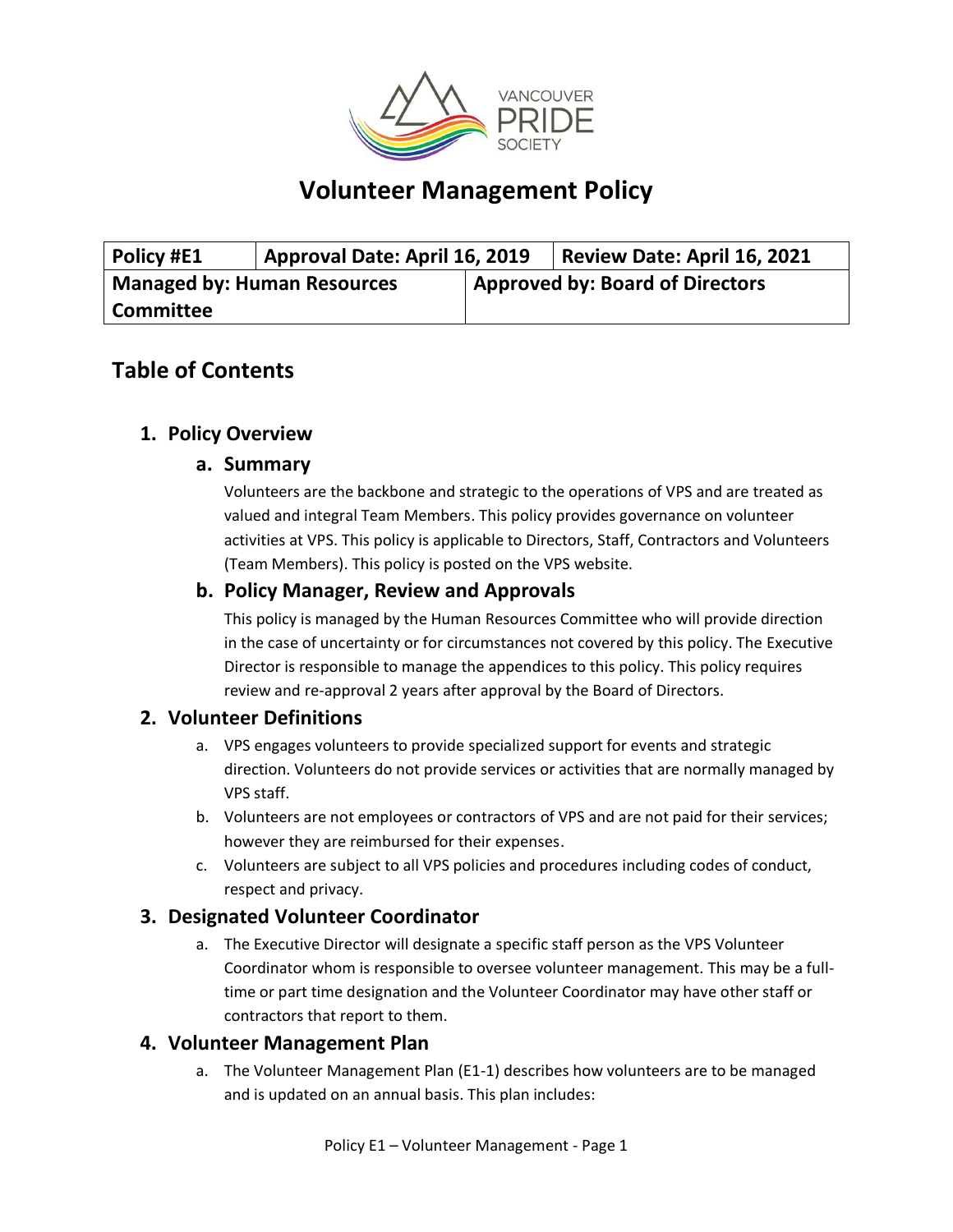# Volunteer Management Policy

| Policy #E1 | Approval Date: April 16, 2019 | Review Date: April 16, 2021 |
|---|---|---|
| **Managed by: Human Resources Committee** | **Approved by: Board of Directors** | |

## Table of Contents

### 1. Policy Overview

#### a. Summary

Volunteers are the backbone and strategic to the operations of VPS and are treated as valued and integral Team Members. This policy provides governance on volunteer activities at VPS. This policy is applicable to Directors, Staff, Contractors and Volunteers (Team Members). This policy is posted on the VPS website.

#### b. Policy Manager, Review and Approvals

This policy is managed by the Human Resources Committee who will provide direction in the case of uncertainty or for circumstances not covered by this policy. The Executive Director is responsible to manage the appendices to this policy. This policy requires review and re-approval 2 years after approval by the Board of Directors.

### 2. Volunteer Definitions

a. VPS engages volunteers to provide specialized support for events and strategic direction. Volunteers do not provide services or activities that are normally managed by VPS staff.

b. Volunteers are not employees or contractors of VPS and are not paid for their services; however they are reimbursed for their expenses.

c. Volunteers are subject to all VPS policies and procedures including codes of conduct, respect and privacy.

### 3. Designated Volunteer Coordinator

a. The Executive Director will designate a specific staff person as the VPS Volunteer Coordinator whom is responsible to oversee volunteer management. This may be a full-time or part time designation and the Volunteer Coordinator may have other staff or contractors that report to them.

### 4. Volunteer Management Plan

a. The Volunteer Management Plan (E1-1) describes how volunteers are to be managed and is updated on an annual basis. This plan includes: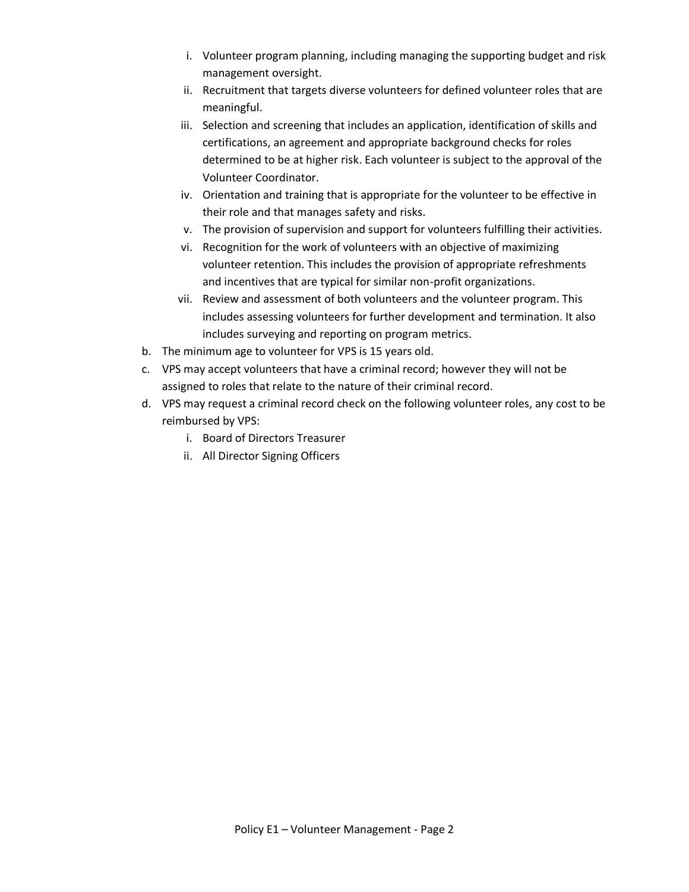i. Volunteer program planning, including managing the supporting budget and risk management oversight.
   ii. Recruitment that targets diverse volunteers for defined volunteer roles that are meaningful.
   iii. Selection and screening that includes an application, identification of skills and certifications, an agreement and appropriate background checks for roles determined to be at higher risk. Each volunteer is subject to the approval of the Volunteer Coordinator.
   iv. Orientation and training that is appropriate for the volunteer to be effective in their role and that manages safety and risks.
   v. The provision of supervision and support for volunteers fulfilling their activities.
   vi. Recognition for the work of volunteers with an objective of maximizing volunteer retention. This includes the provision of appropriate refreshments and incentives that are typical for similar non-profit organizations.
   vii. Review and assessment of both volunteers and the volunteer program. This includes assessing volunteers for further development and termination. It also includes surveying and reporting on program metrics.

b. The minimum age to volunteer for VPS is 15 years old.

c. VPS may accept volunteers that have a criminal record; however they will not be assigned to roles that relate to the nature of their criminal record.

d. VPS may request a criminal record check on the following volunteer roles, any cost to be reimbursed by VPS:
   i. Board of Directors Treasurer
   ii. All Director Signing Officers